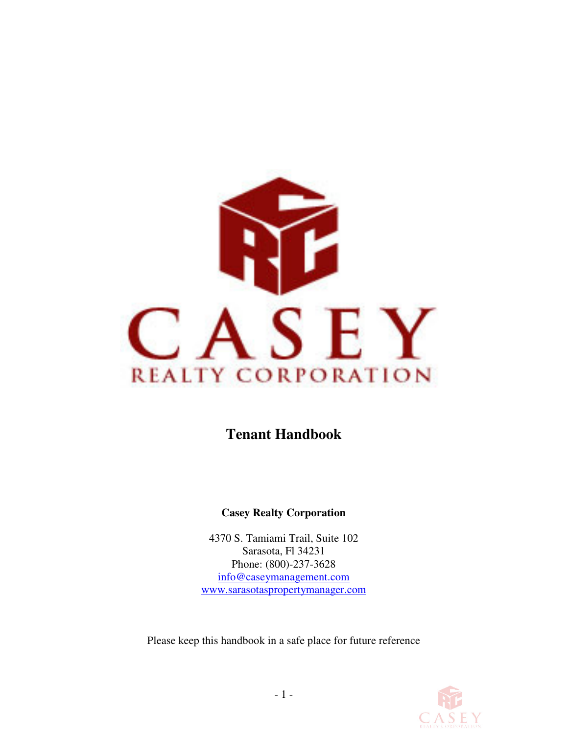CASEY

REALTY CORPORATION

# Tenant Handbook

**Casey Realty Corporation**

4370 S. Tamiami Trail, Suite 102
Sarasota, Fl 34231
Phone: (800)-237-3628
info@caseymanagement.com
www.sarasotaspropertymanager.com

Please keep this handbook in a safe place for future reference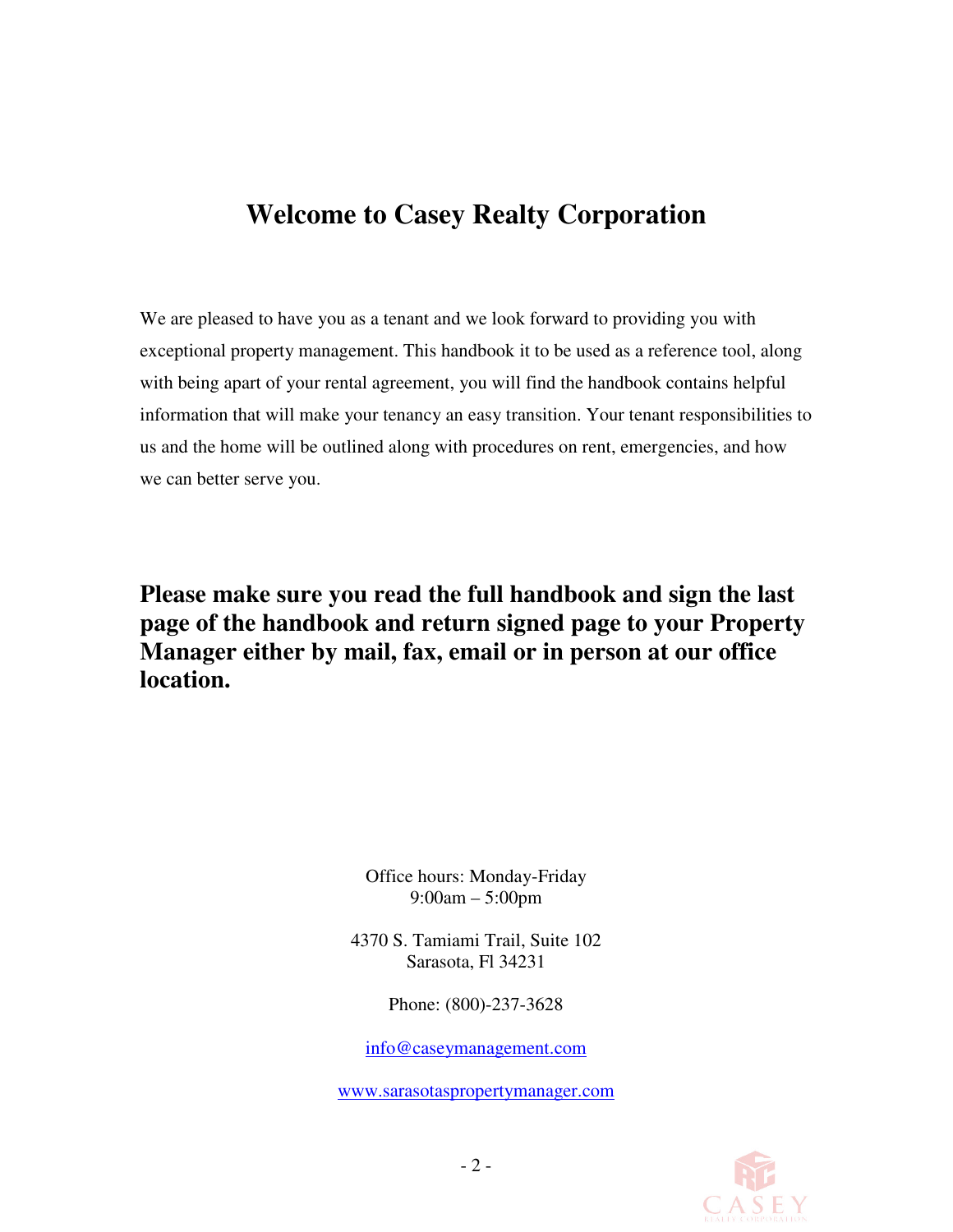# Welcome to Casey Realty Corporation

We are pleased to have you as a tenant and we look forward to providing you with exceptional property management. This handbook it to be used as a reference tool, along with being apart of your rental agreement, you will find the handbook contains helpful information that will make your tenancy an easy transition. Your tenant responsibilities to us and the home will be outlined along with procedures on rent, emergencies, and how we can better serve you.

**Please make sure you read the full handbook and sign the last page of the handbook and return signed page to your Property Manager either by mail, fax, email or in person at our office location.**

Office hours: Monday-Friday
9:00am – 5:00pm

4370 S. Tamiami Trail, Suite 102
Sarasota, Fl 34231

Phone: (800)-237-3628

info@caseymanagement.com

www.sarasotaspropertymanager.com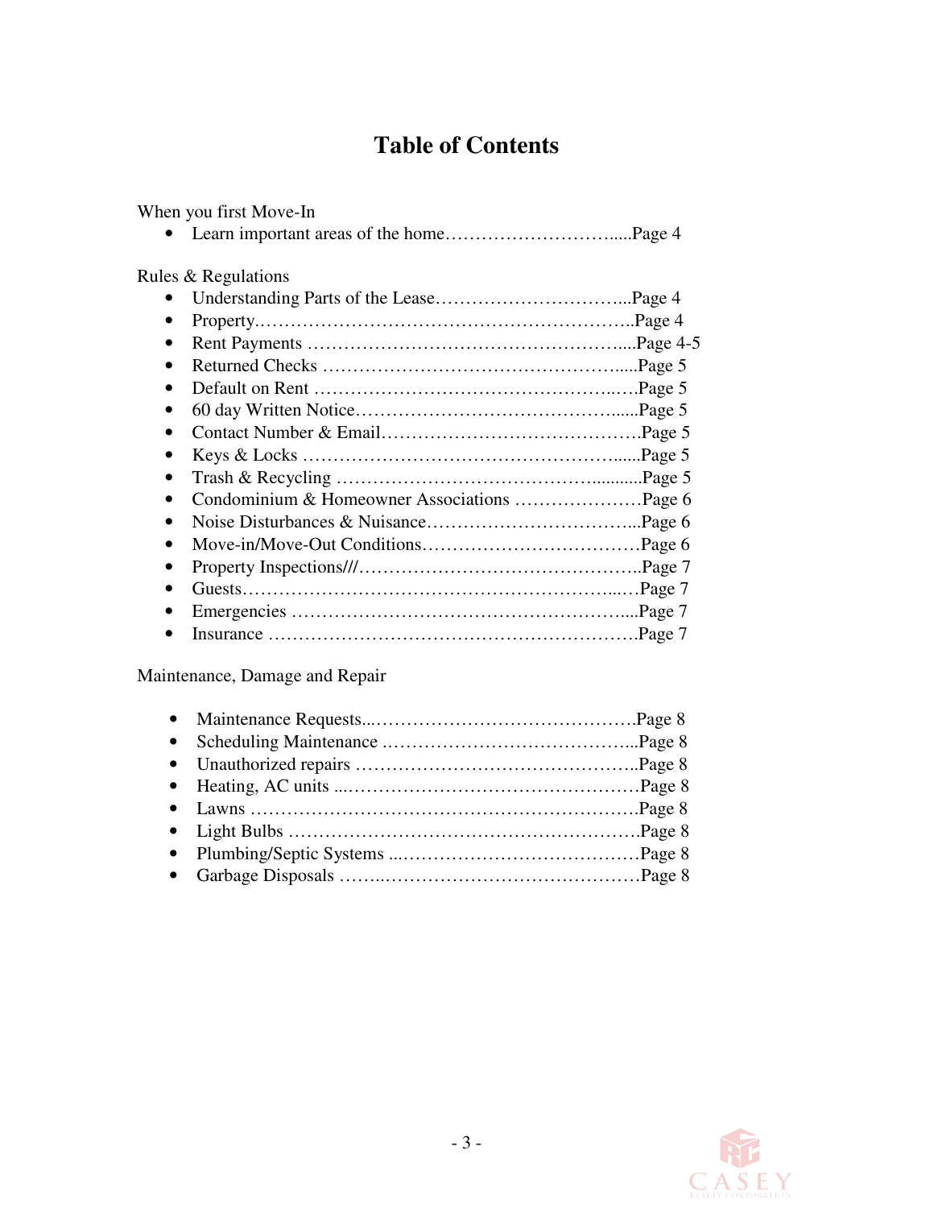# Table of Contents

When you first Move-In

- Learn important areas of the home…………………………......Page 4

Rules & Regulations

- Understanding Parts of the Lease…………………………...Page 4
- Property……………………………………………………..Page 4
- Rent Payments …………………………………………….....Page 4-5
- Returned Checks …………………………………………......Page 5
- Default on Rent …………………………………………..….Page 5
- 60 day Written Notice…………………………………….......Page 5
- Contact Number & Email…………………………………….Page 5
- Keys & Locks ………………………………………………......Page 5
- Trash & Recycling ………………………………………...........Page 5
- Condominium & Homeowner Associations …………………Page 6
- Noise Disturbances & Nuisance……………………………...Page 6
- Move-in/Move-Out Conditions………………………………Page 6
- Property Inspections///………………………………………..Page 7
- Guests……………………………………………………...…Page 7
- Emergencies ………………………………………………....Page 7
- Insurance …………………………………………………….Page 7

Maintenance, Damage and Repair

- Maintenance Requests...……………………………………Page 8
- Scheduling Maintenance …………………………………...Page 8
- Unauthorized repairs ………………………………………..Page 8
- Heating, AC units ...…………………………………………Page 8
- Lawns ……………………………………………………….Page 8
- Light Bulbs ………………………………………………….Page 8
- Plumbing/Septic Systems ...…………………………………Page 8
- Garbage Disposals ……..……………………………………Page 8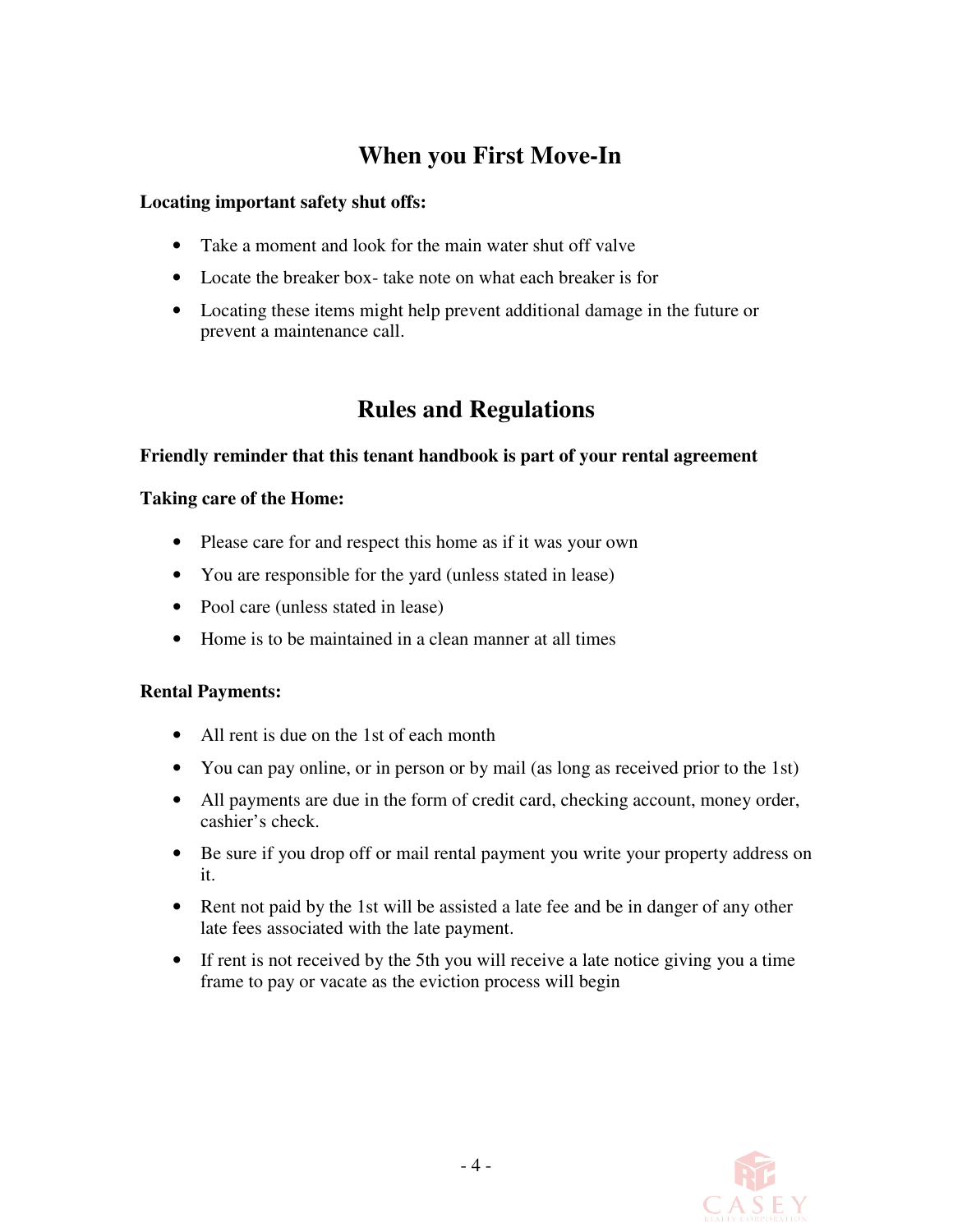## When you First Move-In

**Locating important safety shut offs:**

- Take a moment and look for the main water shut off valve
- Locate the breaker box- take note on what each breaker is for
- Locating these items might help prevent additional damage in the future or prevent a maintenance call.

## Rules and Regulations

**Friendly reminder that this tenant handbook is part of your rental agreement**

**Taking care of the Home:**

- Please care for and respect this home as if it was your own
- You are responsible for the yard (unless stated in lease)
- Pool care (unless stated in lease)
- Home is to be maintained in a clean manner at all times

**Rental Payments:**

- All rent is due on the 1st of each month
- You can pay online, or in person or by mail (as long as received prior to the 1st)
- All payments are due in the form of credit card, checking account, money order, cashier's check.
- Be sure if you drop off or mail rental payment you write your property address on it.
- Rent not paid by the 1st will be assisted a late fee and be in danger of any other late fees associated with the late payment.
- If rent is not received by the 5th you will receive a late notice giving you a time frame to pay or vacate as the eviction process will begin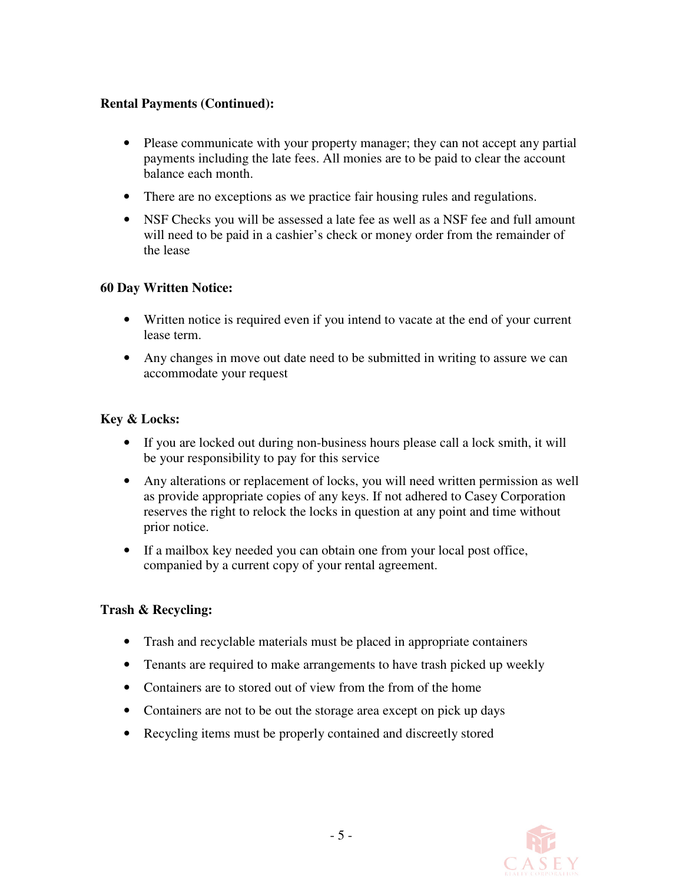**Rental Payments (Continued):**

- Please communicate with your property manager; they can not accept any partial payments including the late fees. All monies are to be paid to clear the account balance each month.
- There are no exceptions as we practice fair housing rules and regulations.
- NSF Checks you will be assessed a late fee as well as a NSF fee and full amount will need to be paid in a cashier's check or money order from the remainder of the lease

**60 Day Written Notice:**

- Written notice is required even if you intend to vacate at the end of your current lease term.
- Any changes in move out date need to be submitted in writing to assure we can accommodate your request

**Key & Locks:**

- If you are locked out during non-business hours please call a lock smith, it will be your responsibility to pay for this service
- Any alterations or replacement of locks, you will need written permission as well as provide appropriate copies of any keys. If not adhered to Casey Corporation reserves the right to relock the locks in question at any point and time without prior notice.
- If a mailbox key needed you can obtain one from your local post office, companied by a current copy of your rental agreement.

**Trash & Recycling:**

- Trash and recyclable materials must be placed in appropriate containers
- Tenants are required to make arrangements to have trash picked up weekly
- Containers are to stored out of view from the from of the home
- Containers are not to be out the storage area except on pick up days
- Recycling items must be properly contained and discreetly stored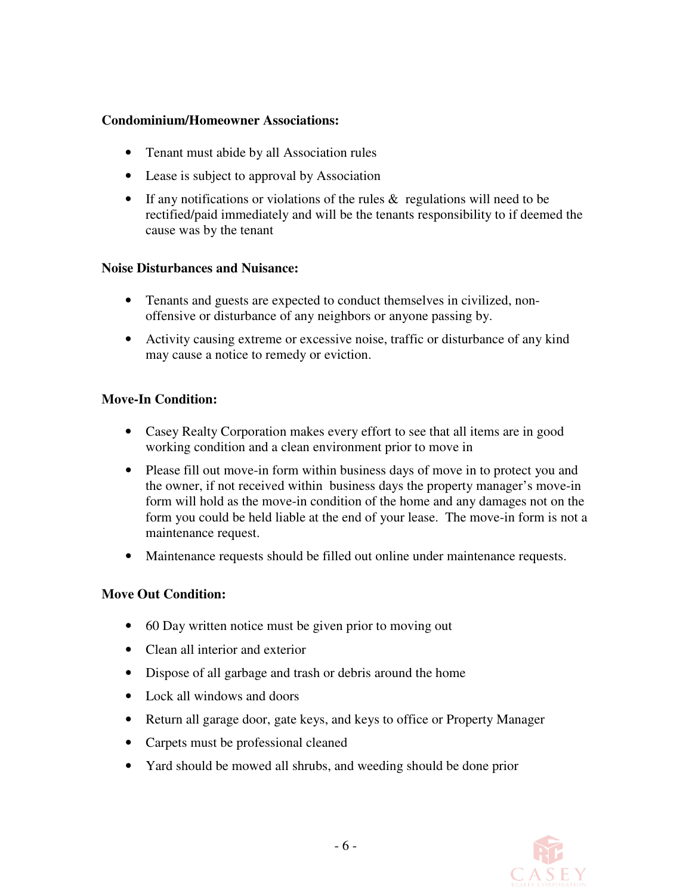**Condominium/Homeowner Associations:**

- Tenant must abide by all Association rules
- Lease is subject to approval by Association
- If any notifications or violations of the rules & regulations will need to be rectified/paid immediately and will be the tenants responsibility to if deemed the cause was by the tenant

**Noise Disturbances and Nuisance:**

- Tenants and guests are expected to conduct themselves in civilized, non-offensive or disturbance of any neighbors or anyone passing by.
- Activity causing extreme or excessive noise, traffic or disturbance of any kind may cause a notice to remedy or eviction.

**Move-In Condition:**

- Casey Realty Corporation makes every effort to see that all items are in good working condition and a clean environment prior to move in
- Please fill out move-in form within business days of move in to protect you and the owner, if not received within business days the property manager's move-in form will hold as the move-in condition of the home and any damages not on the form you could be held liable at the end of your lease. The move-in form is not a maintenance request.
- Maintenance requests should be filled out online under maintenance requests.

**Move Out Condition:**

- 60 Day written notice must be given prior to moving out
- Clean all interior and exterior
- Dispose of all garbage and trash or debris around the home
- Lock all windows and doors
- Return all garage door, gate keys, and keys to office or Property Manager
- Carpets must be professional cleaned
- Yard should be mowed all shrubs, and weeding should be done prior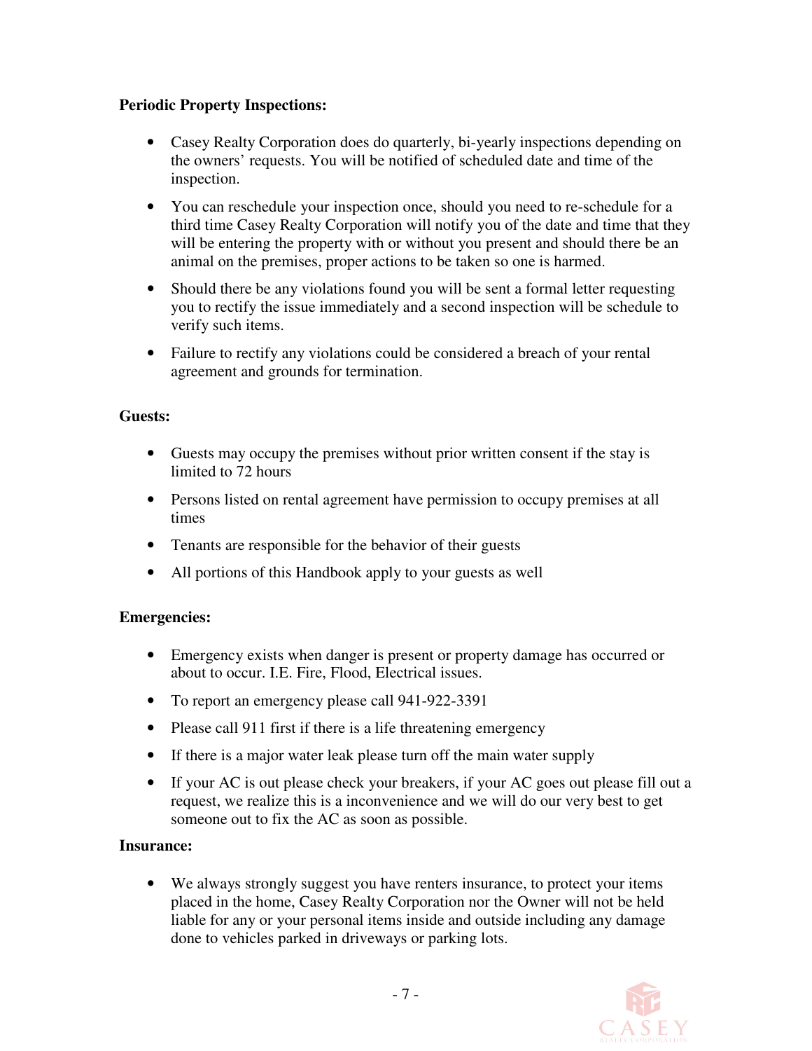**Periodic Property Inspections:**

- Casey Realty Corporation does do quarterly, bi-yearly inspections depending on the owners' requests. You will be notified of scheduled date and time of the inspection.
- You can reschedule your inspection once, should you need to re-schedule for a third time Casey Realty Corporation will notify you of the date and time that they will be entering the property with or without you present and should there be an animal on the premises, proper actions to be taken so one is harmed.
- Should there be any violations found you will be sent a formal letter requesting you to rectify the issue immediately and a second inspection will be schedule to verify such items.
- Failure to rectify any violations could be considered a breach of your rental agreement and grounds for termination.

**Guests:**

- Guests may occupy the premises without prior written consent if the stay is limited to 72 hours
- Persons listed on rental agreement have permission to occupy premises at all times
- Tenants are responsible for the behavior of their guests
- All portions of this Handbook apply to your guests as well

**Emergencies:**

- Emergency exists when danger is present or property damage has occurred or about to occur. I.E. Fire, Flood, Electrical issues.
- To report an emergency please call 941-922-3391
- Please call 911 first if there is a life threatening emergency
- If there is a major water leak please turn off the main water supply
- If your AC is out please check your breakers, if your AC goes out please fill out a request, we realize this is a inconvenience and we will do our very best to get someone out to fix the AC as soon as possible.

**Insurance:**

- We always strongly suggest you have renters insurance, to protect your items placed in the home, Casey Realty Corporation nor the Owner will not be held liable for any or your personal items inside and outside including any damage done to vehicles parked in driveways or parking lots.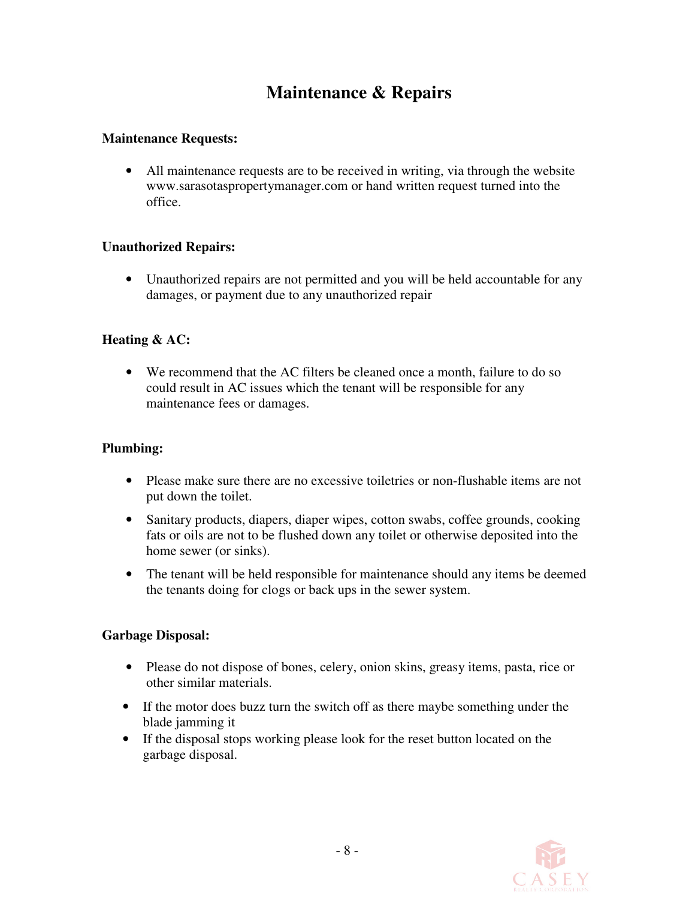# Maintenance & Repairs

**Maintenance Requests:**

- All maintenance requests are to be received in writing, via through the website www.sarasotaspropertymanager.com or hand written request turned into the office.

**Unauthorized Repairs:**

- Unauthorized repairs are not permitted and you will be held accountable for any damages, or payment due to any unauthorized repair

**Heating & AC:**

- We recommend that the AC filters be cleaned once a month, failure to do so could result in AC issues which the tenant will be responsible for any maintenance fees or damages.

**Plumbing:**

- Please make sure there are no excessive toiletries or non-flushable items are not put down the toilet.
- Sanitary products, diapers, diaper wipes, cotton swabs, coffee grounds, cooking fats or oils are not to be flushed down any toilet or otherwise deposited into the home sewer (or sinks).
- The tenant will be held responsible for maintenance should any items be deemed the tenants doing for clogs or back ups in the sewer system.

**Garbage Disposal:**

- Please do not dispose of bones, celery, onion skins, greasy items, pasta, rice or other similar materials.
- If the motor does buzz turn the switch off as there maybe something under the blade jamming it
- If the disposal stops working please look for the reset button located on the garbage disposal.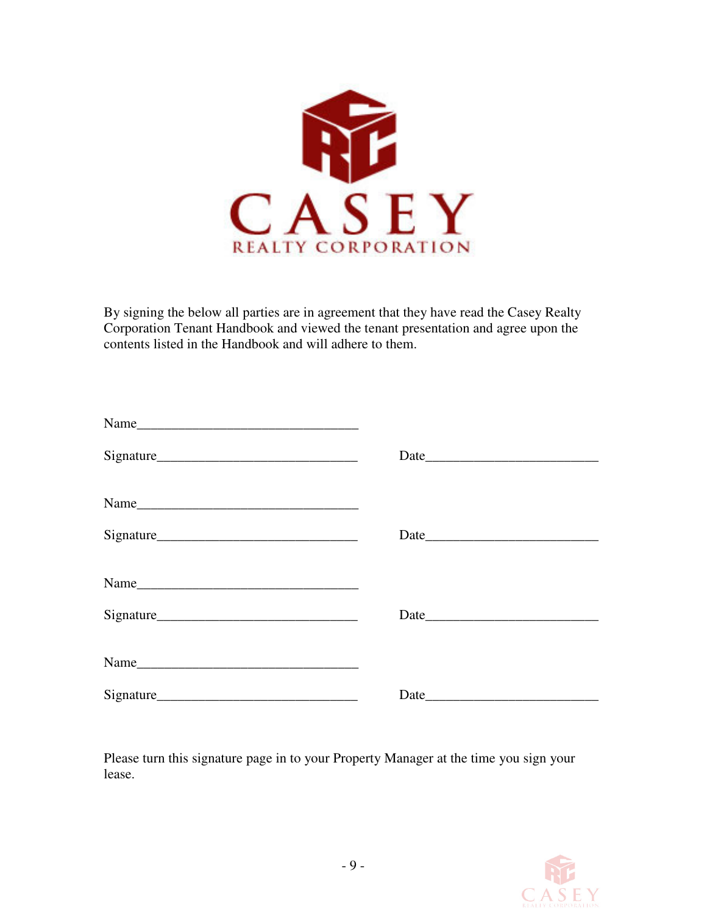By signing the below all parties are in agreement that they have read the Casey Realty Corporation Tenant Handbook and viewed the tenant presentation and agree upon the contents listed in the Handbook and will adhere to them.

Name_________________________________

Signature_____________________________ Date_________________________

Name_________________________________

Signature_____________________________ Date_________________________

Name_________________________________

Signature_____________________________ Date_________________________

Name_________________________________

Signature_____________________________ Date_________________________

Please turn this signature page in to your Property Manager at the time you sign your lease.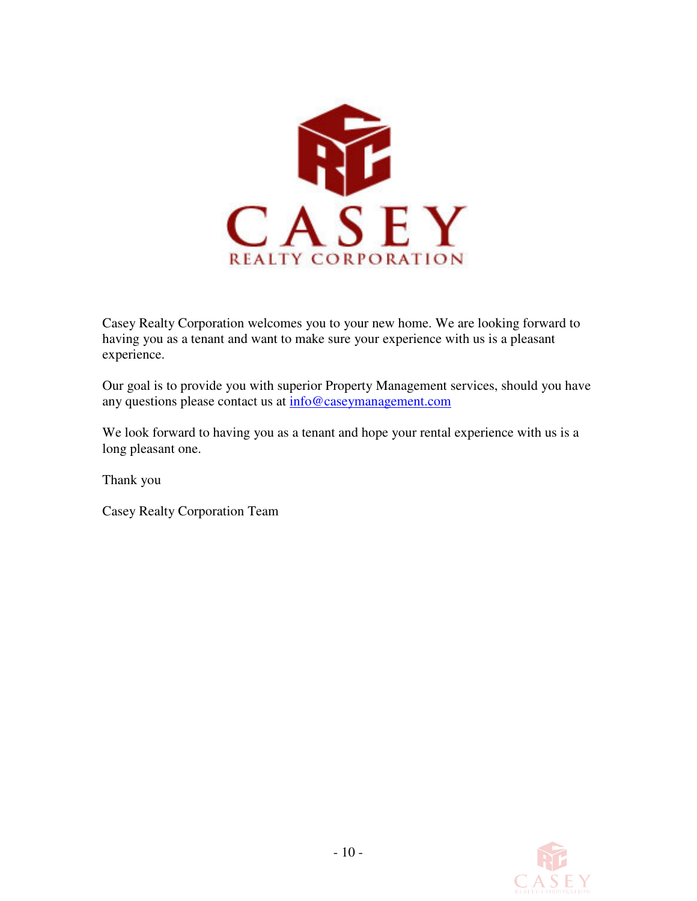Casey Realty Corporation welcomes you to your new home. We are looking forward to having you as a tenant and want to make sure your experience with us is a pleasant experience.

Our goal is to provide you with superior Property Management services, should you have any questions please contact us at info@caseymanagement.com

We look forward to having you as a tenant and hope your rental experience with us is a long pleasant one.

Thank you

Casey Realty Corporation Team